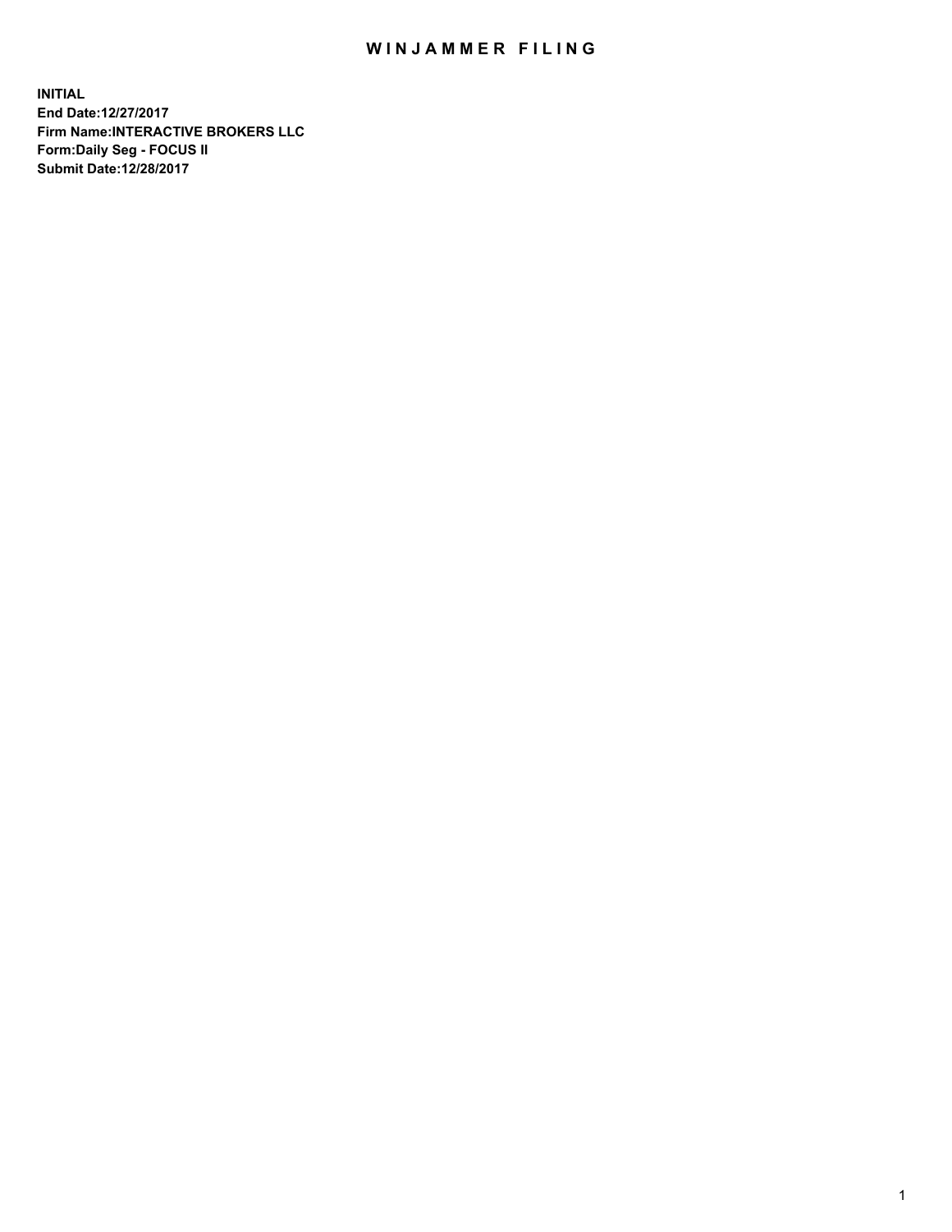# WINJAMMER FILING

**INITIAL**
**End Date:12/27/2017**
**Firm Name:INTERACTIVE BROKERS LLC**
**Form:Daily Seg - FOCUS II**
**Submit Date:12/28/2017**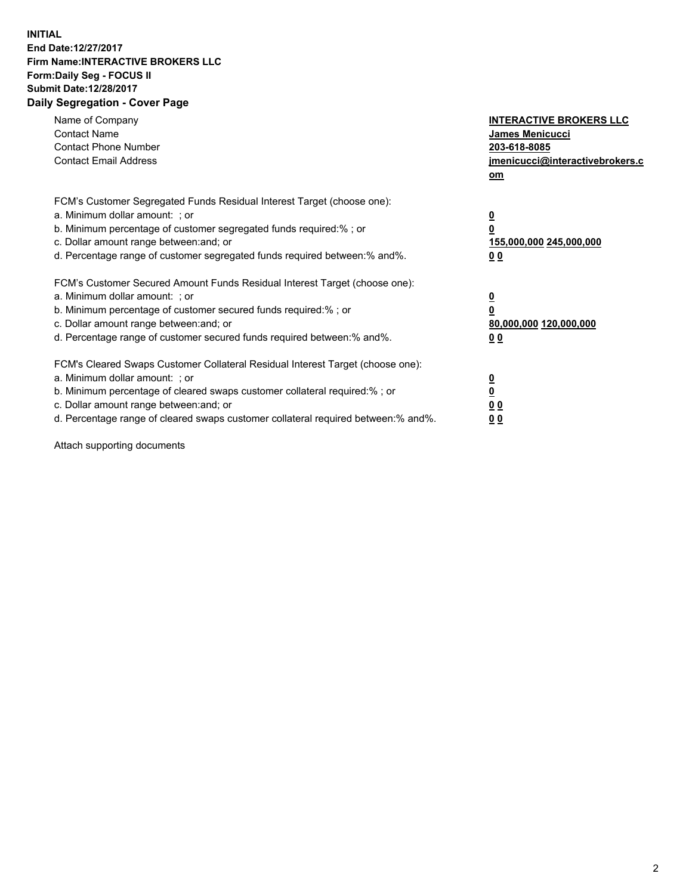**INITIAL**
**End Date:12/27/2017**
**Firm Name:INTERACTIVE BROKERS LLC**
**Form:Daily Seg - FOCUS II**
**Submit Date:12/28/2017**
**Daily Segregation - Cover Page**

| | |
|---|---|
| Name of Company | **INTERACTIVE BROKERS LLC** |
| Contact Name | **James Menicucci** |
| Contact Phone Number | **203-618-8085** |
| Contact Email Address | **jmenicucci@interactivebrokers.com** |

FCM's Customer Segregated Funds Residual Interest Target (choose one):

| | |
|---|---|
| a. Minimum dollar amount: ; or | **0** |
| b. Minimum percentage of customer segregated funds required:% ; or | **0** |
| c. Dollar amount range between:and; or | **155,000,000 245,000,000** |
| d. Percentage range of customer segregated funds required between:% and%. | **0 0** |

FCM's Customer Secured Amount Funds Residual Interest Target (choose one):

| | |
|---|---|
| a. Minimum dollar amount: ; or | **0** |
| b. Minimum percentage of customer secured funds required:% ; or | **0** |
| c. Dollar amount range between:and; or | **80,000,000 120,000,000** |
| d. Percentage range of customer secured funds required between:% and%. | **0 0** |

FCM's Cleared Swaps Customer Collateral Residual Interest Target (choose one):

| | |
|---|---|
| a. Minimum dollar amount: ; or | **0** |
| b. Minimum percentage of cleared swaps customer collateral required:% ; or | **0** |
| c. Dollar amount range between:and; or | **0 0** |
| d. Percentage range of cleared swaps customer collateral required between:% and%. | **0 0** |

Attach supporting documents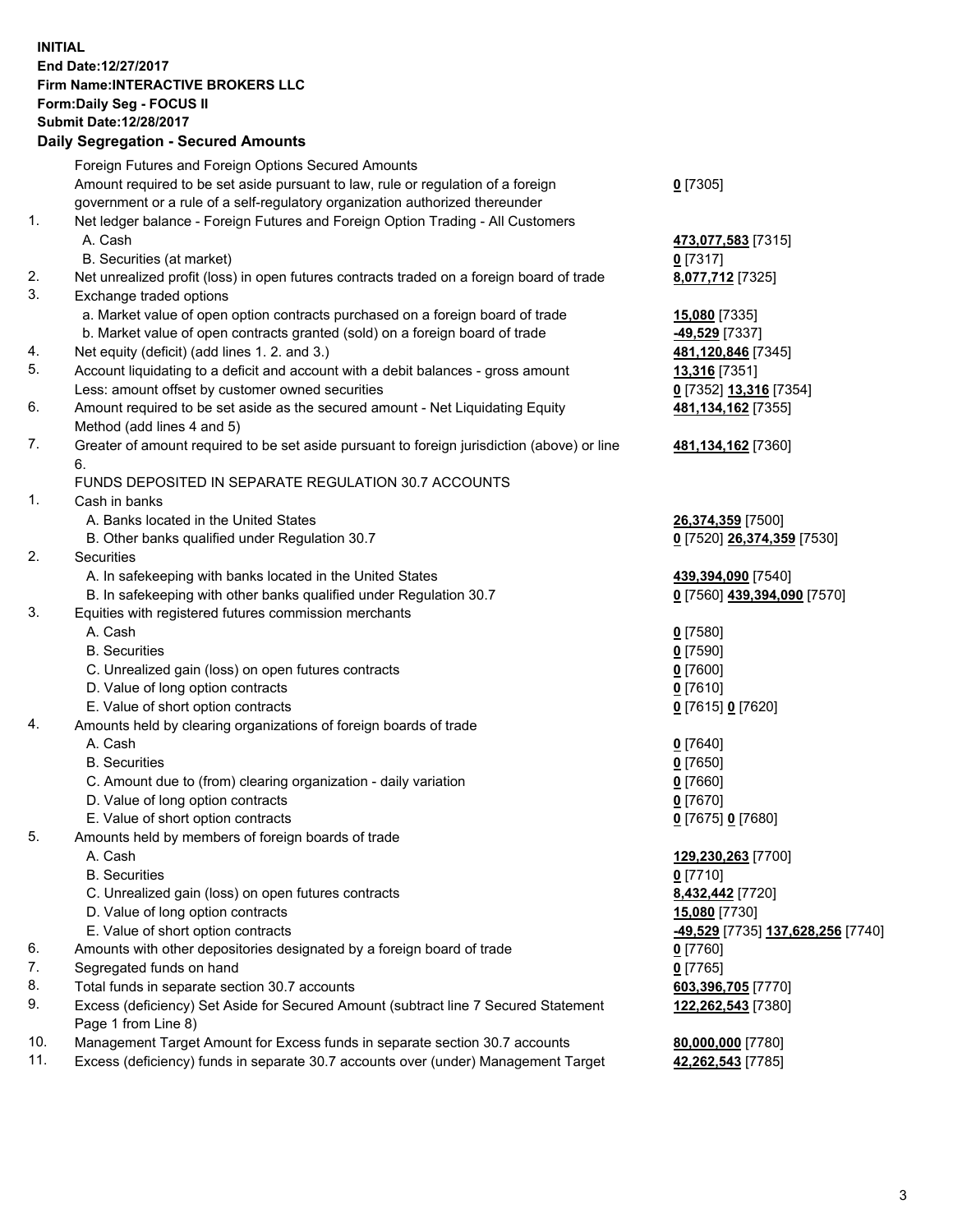**INITIAL**
**End Date:12/27/2017**
**Firm Name:INTERACTIVE BROKERS LLC**
**Form:Daily Seg - FOCUS II**
**Submit Date:12/28/2017**

## Daily Segregation - Secured Amounts

| | | |
|---|---|---|
| | Foreign Futures and Foreign Options Secured Amounts | |
| | Amount required to be set aside pursuant to law, rule or regulation of a foreign government or a rule of a self-regulatory organization authorized thereunder | **0** [7305] |
| 1. | Net ledger balance - Foreign Futures and Foreign Option Trading - All Customers | |
| | A. Cash | **473,077,583** [7315] |
| | B. Securities (at market) | **0** [7317] |
| 2. | Net unrealized profit (loss) in open futures contracts traded on a foreign board of trade | **8,077,712** [7325] |
| 3. | Exchange traded options | |
| | a. Market value of open option contracts purchased on a foreign board of trade | **15,080** [7335] |
| | b. Market value of open contracts granted (sold) on a foreign board of trade | **-49,529** [7337] |
| 4. | Net equity (deficit) (add lines 1. 2. and 3.) | **481,120,846** [7345] |
| 5. | Account liquidating to a deficit and account with a debit balances - gross amount | **13,316** [7351] |
| | Less: amount offset by customer owned securities | **0** [7352] **13,316** [7354] |
| 6. | Amount required to be set aside as the secured amount - Net Liquidating Equity Method (add lines 4 and 5) | **481,134,162** [7355] |
| 7. | Greater of amount required to be set aside pursuant to foreign jurisdiction (above) or line 6. | **481,134,162** [7360] |
| | FUNDS DEPOSITED IN SEPARATE REGULATION 30.7 ACCOUNTS | |
| 1. | Cash in banks | |
| | A. Banks located in the United States | **26,374,359** [7500] |
| | B. Other banks qualified under Regulation 30.7 | **0** [7520] **26,374,359** [7530] |
| 2. | Securities | |
| | A. In safekeeping with banks located in the United States | **439,394,090** [7540] |
| | B. In safekeeping with other banks qualified under Regulation 30.7 | **0** [7560] **439,394,090** [7570] |
| 3. | Equities with registered futures commission merchants | |
| | A. Cash | **0** [7580] |
| | B. Securities | **0** [7590] |
| | C. Unrealized gain (loss) on open futures contracts | **0** [7600] |
| | D. Value of long option contracts | **0** [7610] |
| | E. Value of short option contracts | **0** [7615] **0** [7620] |
| 4. | Amounts held by clearing organizations of foreign boards of trade | |
| | A. Cash | **0** [7640] |
| | B. Securities | **0** [7650] |
| | C. Amount due to (from) clearing organization - daily variation | **0** [7660] |
| | D. Value of long option contracts | **0** [7670] |
| | E. Value of short option contracts | **0** [7675] **0** [7680] |
| 5. | Amounts held by members of foreign boards of trade | |
| | A. Cash | **129,230,263** [7700] |
| | B. Securities | **0** [7710] |
| | C. Unrealized gain (loss) on open futures contracts | **8,432,442** [7720] |
| | D. Value of long option contracts | **15,080** [7730] |
| | E. Value of short option contracts | **-49,529** [7735] **137,628,256** [7740] |
| 6. | Amounts with other depositories designated by a foreign board of trade | **0** [7760] |
| 7. | Segregated funds on hand | **0** [7765] |
| 8. | Total funds in separate section 30.7 accounts | **603,396,705** [7770] |
| 9. | Excess (deficiency) Set Aside for Secured Amount (subtract line 7 Secured Statement Page 1 from Line 8) | **122,262,543** [7380] |
| 10. | Management Target Amount for Excess funds in separate section 30.7 accounts | **80,000,000** [7780] |
| 11. | Excess (deficiency) funds in separate 30.7 accounts over (under) Management Target | **42,262,543** [7785] |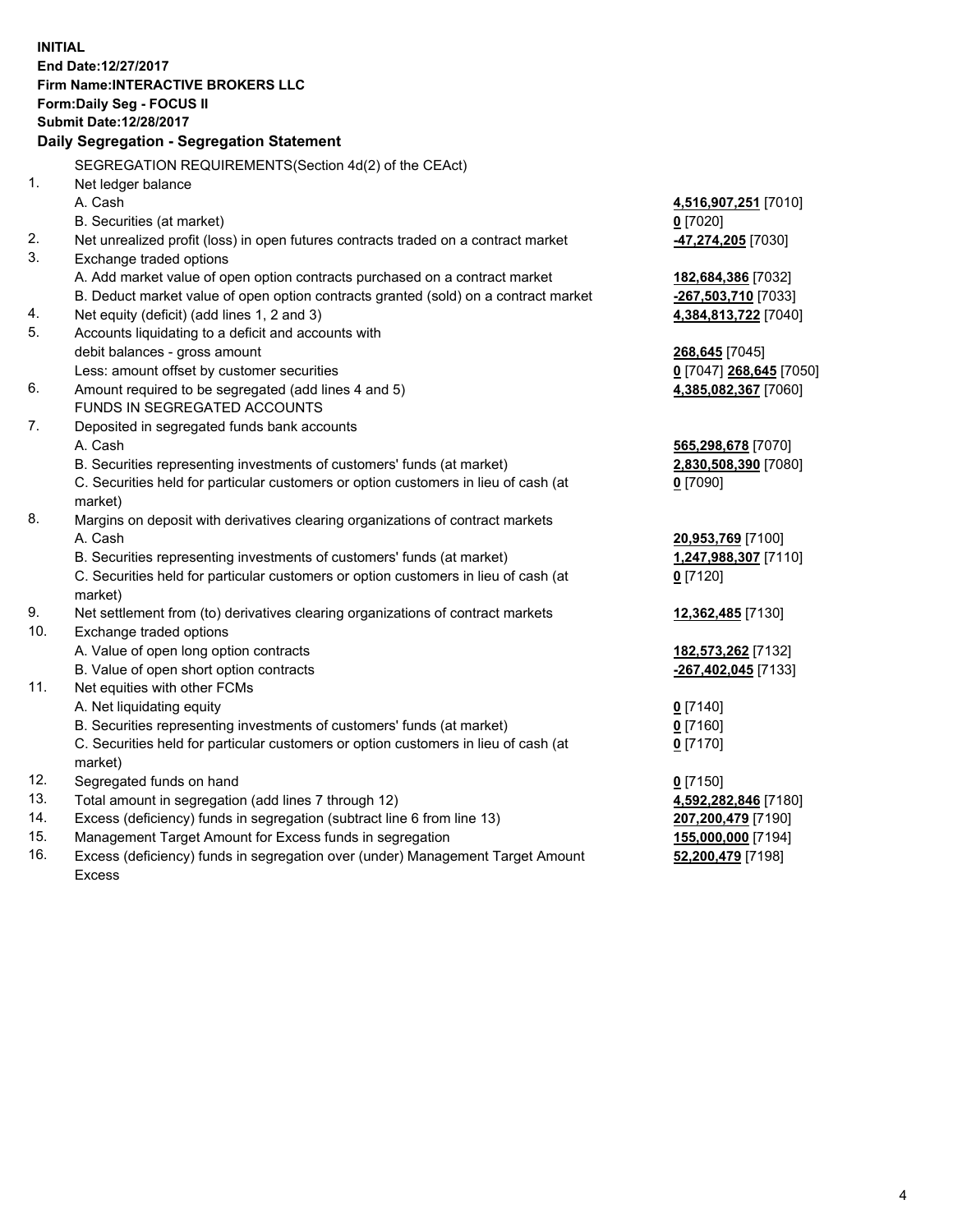**INITIAL**
**End Date:12/27/2017**
**Firm Name:INTERACTIVE BROKERS LLC**
**Form:Daily Seg - FOCUS II**
**Submit Date:12/28/2017**

## Daily Segregation - Segregation Statement

| | | |
|---|---|---|
| | SEGREGATION REQUIREMENTS(Section 4d(2) of the CEAct) | |
| 1. | Net ledger balance | |
| | A. Cash | **4,516,907,251** [7010] |
| | B. Securities (at market) | **0** [7020] |
| 2. | Net unrealized profit (loss) in open futures contracts traded on a contract market | **-47,274,205** [7030] |
| 3. | Exchange traded options | |
| | A. Add market value of open option contracts purchased on a contract market | **182,684,386** [7032] |
| | B. Deduct market value of open option contracts granted (sold) on a contract market | **-267,503,710** [7033] |
| 4. | Net equity (deficit) (add lines 1, 2 and 3) | **4,384,813,722** [7040] |
| 5. | Accounts liquidating to a deficit and accounts with | |
| | debit balances - gross amount | **268,645** [7045] |
| | Less: amount offset by customer securities | **0** [7047] **268,645** [7050] |
| 6. | Amount required to be segregated (add lines 4 and 5) | **4,385,082,367** [7060] |
| | FUNDS IN SEGREGATED ACCOUNTS | |
| 7. | Deposited in segregated funds bank accounts | |
| | A. Cash | **565,298,678** [7070] |
| | B. Securities representing investments of customers' funds (at market) | **2,830,508,390** [7080] |
| | C. Securities held for particular customers or option customers in lieu of cash (at market) | **0** [7090] |
| 8. | Margins on deposit with derivatives clearing organizations of contract markets | |
| | A. Cash | **20,953,769** [7100] |
| | B. Securities representing investments of customers' funds (at market) | **1,247,988,307** [7110] |
| | C. Securities held for particular customers or option customers in lieu of cash (at market) | **0** [7120] |
| 9. | Net settlement from (to) derivatives clearing organizations of contract markets | **12,362,485** [7130] |
| 10. | Exchange traded options | |
| | A. Value of open long option contracts | **182,573,262** [7132] |
| | B. Value of open short option contracts | **-267,402,045** [7133] |
| 11. | Net equities with other FCMs | |
| | A. Net liquidating equity | **0** [7140] |
| | B. Securities representing investments of customers' funds (at market) | **0** [7160] |
| | C. Securities held for particular customers or option customers in lieu of cash (at market) | **0** [7170] |
| 12. | Segregated funds on hand | **0** [7150] |
| 13. | Total amount in segregation (add lines 7 through 12) | **4,592,282,846** [7180] |
| 14. | Excess (deficiency) funds in segregation (subtract line 6 from line 13) | **207,200,479** [7190] |
| 15. | Management Target Amount for Excess funds in segregation | **155,000,000** [7194] |
| 16. | Excess (deficiency) funds in segregation over (under) Management Target Amount Excess | **52,200,479** [7198] |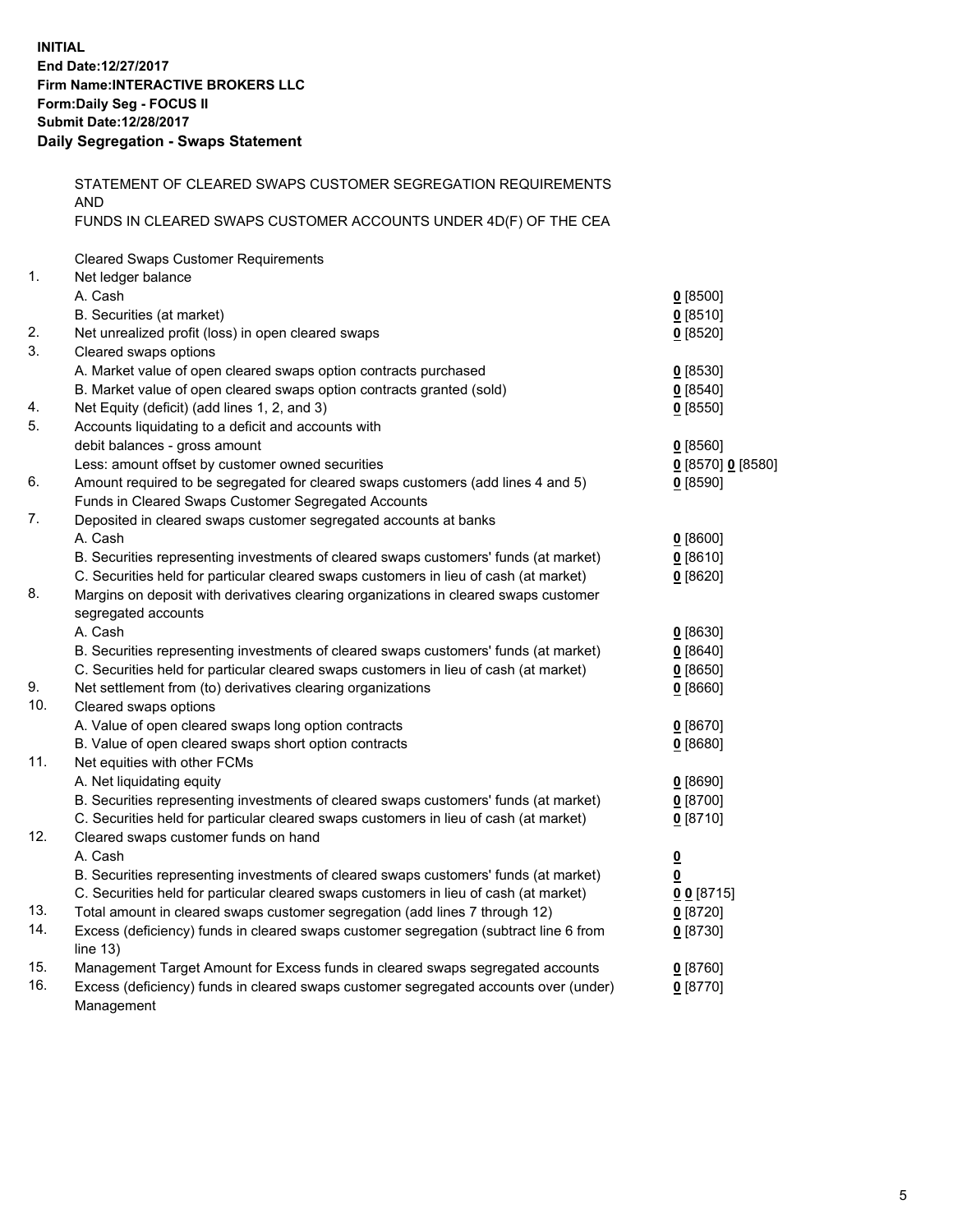**INITIAL**
**End Date:12/27/2017**
**Firm Name:INTERACTIVE BROKERS LLC**
**Form:Daily Seg - FOCUS II**
**Submit Date:12/28/2017**
**Daily Segregation - Swaps Statement**

STATEMENT OF CLEARED SWAPS CUSTOMER SEGREGATION REQUIREMENTS AND FUNDS IN CLEARED SWAPS CUSTOMER ACCOUNTS UNDER 4D(F) OF THE CEA

| | | |
|---|---|---|
| | Cleared Swaps Customer Requirements | |
| 1. | Net ledger balance | |
| | A. Cash | 0 [8500] |
| | B. Securities (at market) | 0 [8510] |
| 2. | Net unrealized profit (loss) in open cleared swaps | 0 [8520] |
| 3. | Cleared swaps options | |
| | A. Market value of open cleared swaps option contracts purchased | 0 [8530] |
| | B. Market value of open cleared swaps option contracts granted (sold) | 0 [8540] |
| 4. | Net Equity (deficit) (add lines 1, 2, and 3) | 0 [8550] |
| 5. | Accounts liquidating to a deficit and accounts with debit balances - gross amount | 0 [8560] |
| | Less: amount offset by customer owned securities | 0 [8570] 0 [8580] |
| 6. | Amount required to be segregated for cleared swaps customers (add lines 4 and 5) | 0 [8590] |
| | Funds in Cleared Swaps Customer Segregated Accounts | |
| 7. | Deposited in cleared swaps customer segregated accounts at banks | |
| | A. Cash | 0 [8600] |
| | B. Securities representing investments of cleared swaps customers' funds (at market) | 0 [8610] |
| | C. Securities held for particular cleared swaps customers in lieu of cash (at market) | 0 [8620] |
| 8. | Margins on deposit with derivatives clearing organizations in cleared swaps customer segregated accounts | |
| | A. Cash | 0 [8630] |
| | B. Securities representing investments of cleared swaps customers' funds (at market) | 0 [8640] |
| | C. Securities held for particular cleared swaps customers in lieu of cash (at market) | 0 [8650] |
| 9. | Net settlement from (to) derivatives clearing organizations | 0 [8660] |
| 10. | Cleared swaps options | |
| | A. Value of open cleared swaps long option contracts | 0 [8670] |
| | B. Value of open cleared swaps short option contracts | 0 [8680] |
| 11. | Net equities with other FCMs | |
| | A. Net liquidating equity | 0 [8690] |
| | B. Securities representing investments of cleared swaps customers' funds (at market) | 0 [8700] |
| | C. Securities held for particular cleared swaps customers in lieu of cash (at market) | 0 [8710] |
| 12. | Cleared swaps customer funds on hand | |
| | A. Cash | 0 |
| | B. Securities representing investments of cleared swaps customers' funds (at market) | 0 |
| | C. Securities held for particular cleared swaps customers in lieu of cash (at market) | 0 0 [8715] |
| 13. | Total amount in cleared swaps customer segregation (add lines 7 through 12) | 0 [8720] |
| 14. | Excess (deficiency) funds in cleared swaps customer segregation (subtract line 6 from line 13) | 0 [8730] |
| 15. | Management Target Amount for Excess funds in cleared swaps segregated accounts | 0 [8760] |
| 16. | Excess (deficiency) funds in cleared swaps customer segregated accounts over (under) Management | 0 [8770] |